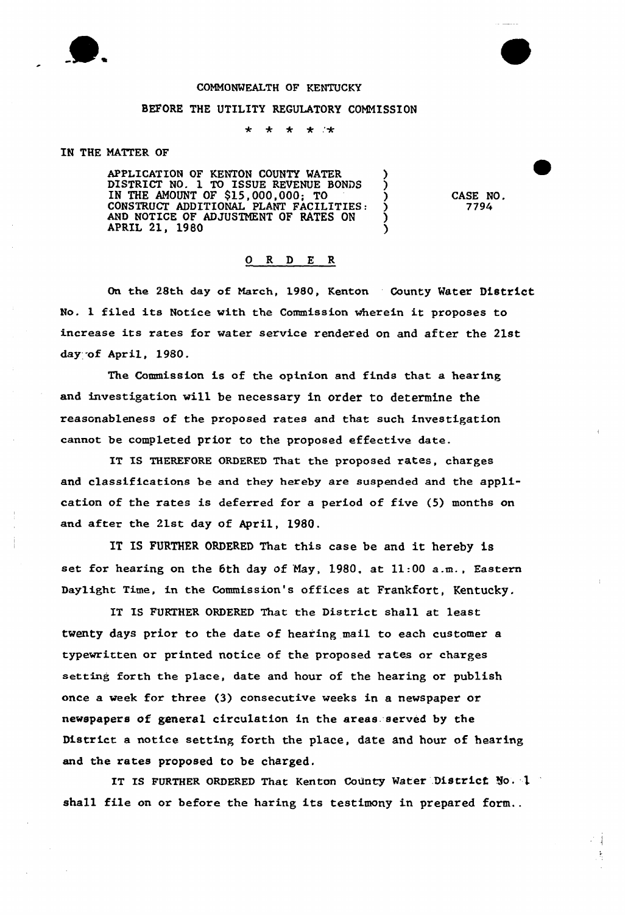COMMONWEALTH OF KENTUCKY

BEFORE THE UTILITY REGULATORY COMMISSION

\* \* \* \* \*

IN THE MATTER OF

| | |
|---|---|
| APPLICATION OF KENTON COUNTY WATER DISTRICT NO. 1 TO ISSUE REVENUE BONDS IN THE AMOUNT OF $15,000,000; TO CONSTRUCT ADDITIONAL PLANT FACILITIES: AND NOTICE OF ADJUSTMENT OF RATES ON APRIL 21, 1980 | CASE NO. 7794 |

## O R D E R

On the 28th day of March, 1980, Kenton County Water District No. 1 filed its Notice with the Commission wherein it proposes to increase its rates for water service rendered on and after the 21st day of April, 1980.

The Commission is of the opinion and finds that a hearing and investigation will be necessary in order to determine the reasonableness of the proposed rates and that such investigation cannot be completed prior to the proposed effective date.

IT IS THEREFORE ORDERED That the proposed rates, charges and classifications be and they hereby are suspended and the application of the rates is deferred for a period of five (5) months on and after the 21st day of April, 1980.

IT IS FURTHER ORDERED That this case be and it hereby is set for hearing on the 6th day of May, 1980, at 11:00 a.m., Eastern Daylight Time, in the Commission's offices at Frankfort, Kentucky.

IT IS FURTHER ORDERED That the District shall at least twenty days prior to the date of hearing mail to each customer a typewritten or printed notice of the proposed rates or charges setting forth the place, date and hour of the hearing or publish once a week for three (3) consecutive weeks in a newspaper or newspapers of general circulation in the areas served by the District a notice setting forth the place, date and hour of hearing and the rates proposed to be charged.

IT IS FURTHER ORDERED That Kenton County Water District No. 1 shall file on or before the haring its testimony in prepared form..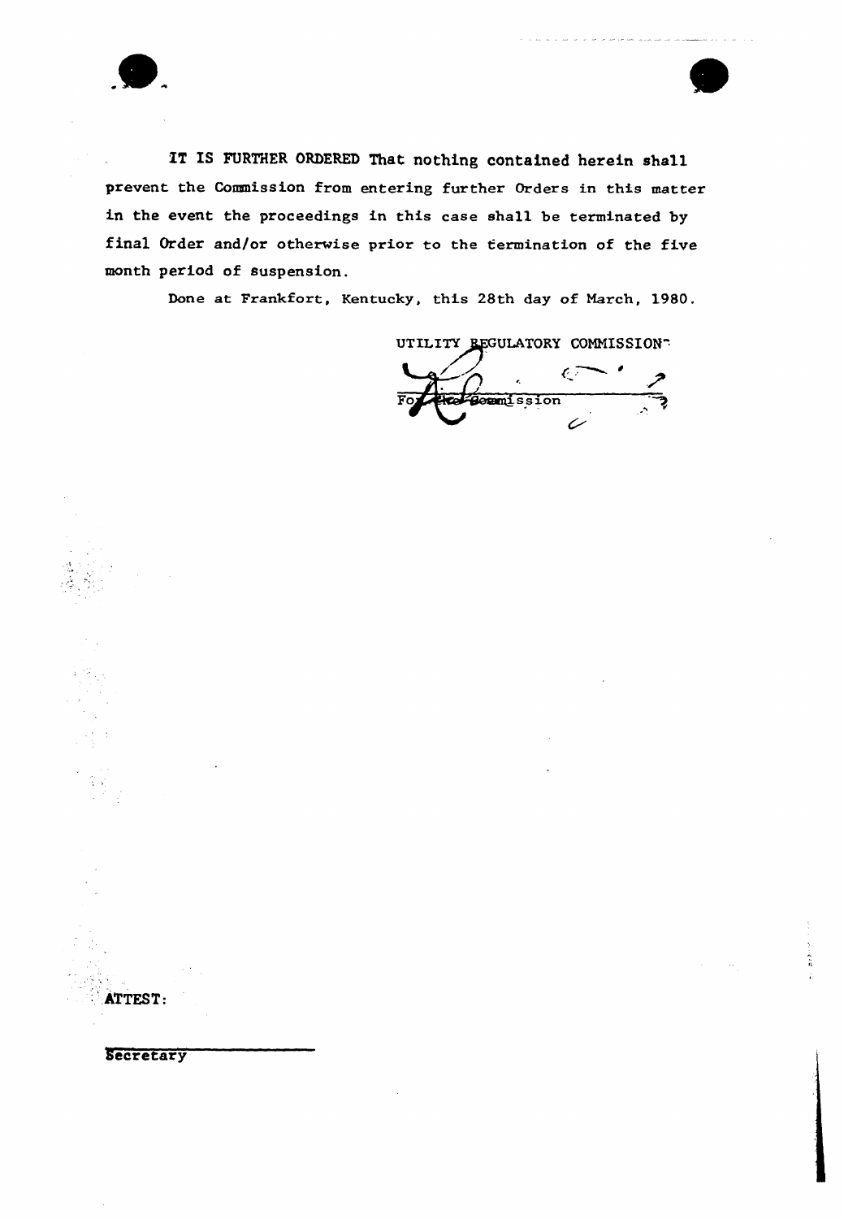IT IS FURTHER ORDERED That nothing contained herein shall prevent the Commission from entering further Orders in this matter in the event the proceedings in this case shall be terminated by final Order and/or otherwise prior to the termination of the five month period of suspension.

Done at Frankfort, Kentucky, this 28th day of March, 1980.

UTILITY REGULATORY COMMISSION

For the Commission

ATTEST:

Secretary